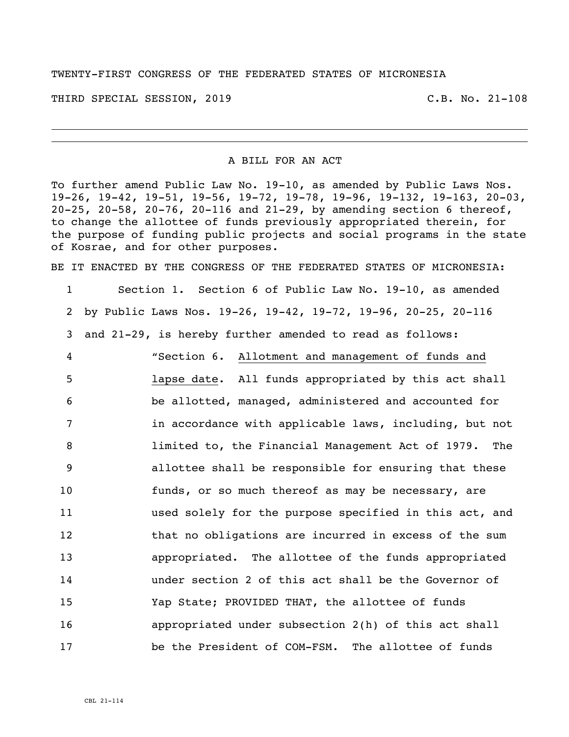TWENTY-FIRST CONGRESS OF THE FEDERATED STATES OF MICRONESIA

THIRD SPECIAL SESSION, 2019 C.B. No. 21-108

A BILL FOR AN ACT

To further amend Public Law No. 19-10, as amended by Public Laws Nos. 19-26, 19-42, 19-51, 19-56, 19-72, 19-78, 19-96, 19-132, 19-163, 20-03, 20-25, 20-58, 20-76, 20-116 and 21-29, by amending section 6 thereof, to change the allottee of funds previously appropriated therein, for the purpose of funding public projects and social programs in the state of Kosrae, and for other purposes.

BE IT ENACTED BY THE CONGRESS OF THE FEDERATED STATES OF MICRONESIA:

1 Section 1. Section 6 of Public Law No. 19-10, as amended
2 by Public Laws Nos. 19-26, 19-42, 19-72, 19-96, 20-25, 20-116
3 and 21-29, is hereby further amended to read as follows:
4 "Section 6. Allotment and management of funds and
5 lapse date. All funds appropriated by this act shall
6 be allotted, managed, administered and accounted for
7 in accordance with applicable laws, including, but not
8 limited to, the Financial Management Act of 1979. The
9 allottee shall be responsible for ensuring that these
10 funds, or so much thereof as may be necessary, are
11 used solely for the purpose specified in this act, and
12 that no obligations are incurred in excess of the sum
13 appropriated. The allottee of the funds appropriated
14 under section 2 of this act shall be the Governor of
15 Yap State; PROVIDED THAT, the allottee of funds
16 appropriated under subsection 2(h) of this act shall
17 be the President of COM-FSM. The allottee of funds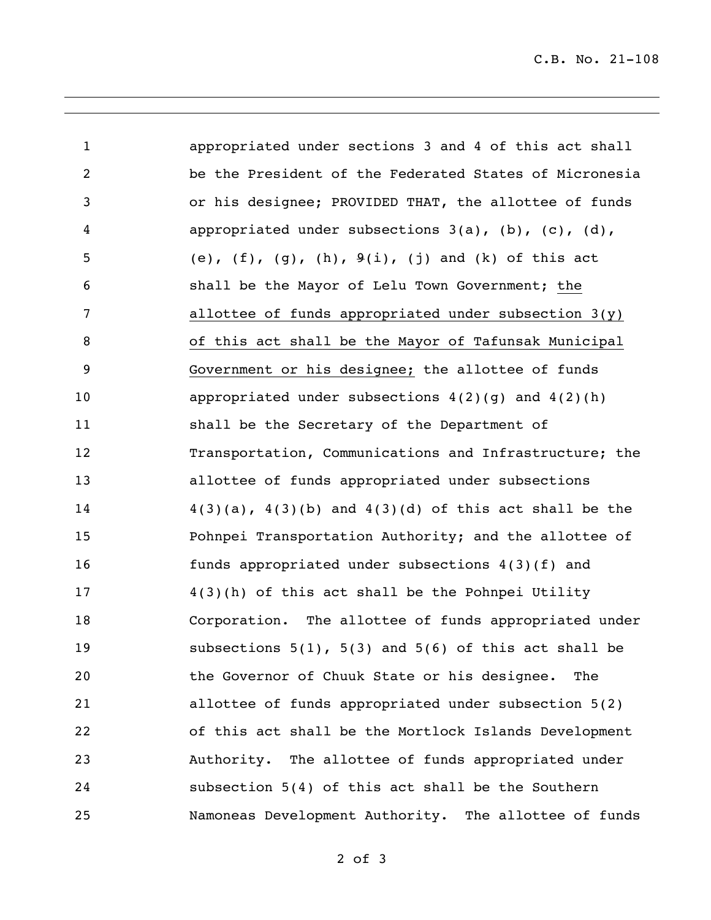appropriated under sections 3 and 4 of this act shall be the President of the Federated States of Micronesia or his designee; PROVIDED THAT, the allottee of funds appropriated under subsections 3(a), (b), (c), (d), (e), (f), (g), (h), ~~9~~(i), (j) and (k) of this act shall be the Mayor of Lelu Town Government; <u>the allottee of funds appropriated under subsection 3(y) of this act shall be the Mayor of Tafunsak Municipal Government or his designee;</u> the allottee of funds appropriated under subsections 4(2)(g) and 4(2)(h) shall be the Secretary of the Department of Transportation, Communications and Infrastructure; the allottee of funds appropriated under subsections 4(3)(a), 4(3)(b) and 4(3)(d) of this act shall be the Pohnpei Transportation Authority; and the allottee of funds appropriated under subsections 4(3)(f) and 4(3)(h) of this act shall be the Pohnpei Utility Corporation. The allottee of funds appropriated under subsections 5(1), 5(3) and 5(6) of this act shall be the Governor of Chuuk State or his designee. The allottee of funds appropriated under subsection 5(2) of this act shall be the Mortlock Islands Development Authority. The allottee of funds appropriated under subsection 5(4) of this act shall be the Southern Namoneas Development Authority. The allottee of funds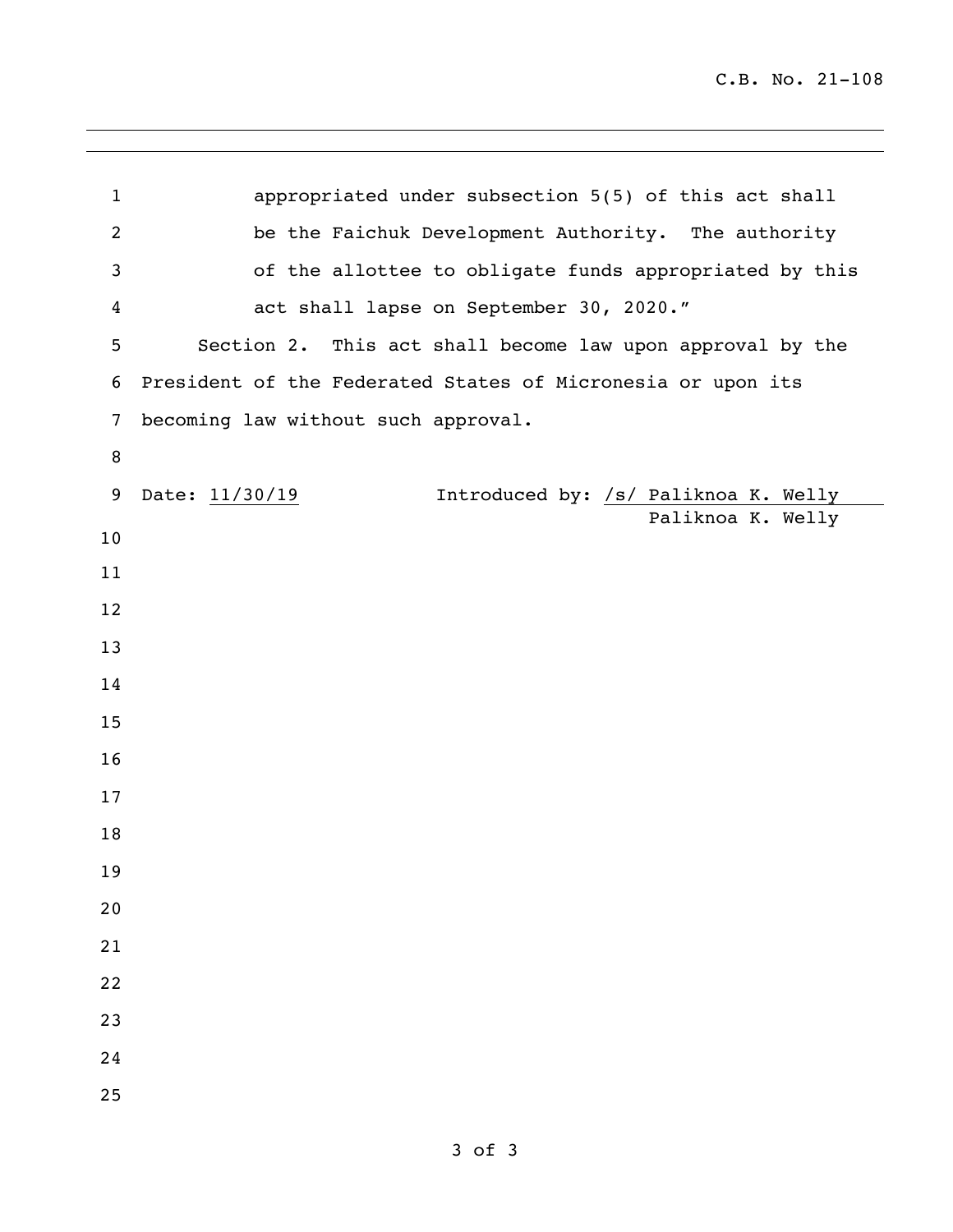appropriated under subsection 5(5) of this act shall be the Faichuk Development Authority. The authority of the allottee to obligate funds appropriated by this act shall lapse on September 30, 2020."

Section 2. This act shall become law upon approval by the President of the Federated States of Micronesia or upon its becoming law without such approval.

Date: 11/30/19

Introduced by: /s/ Paliknoa K. Welly
Paliknoa K. Welly